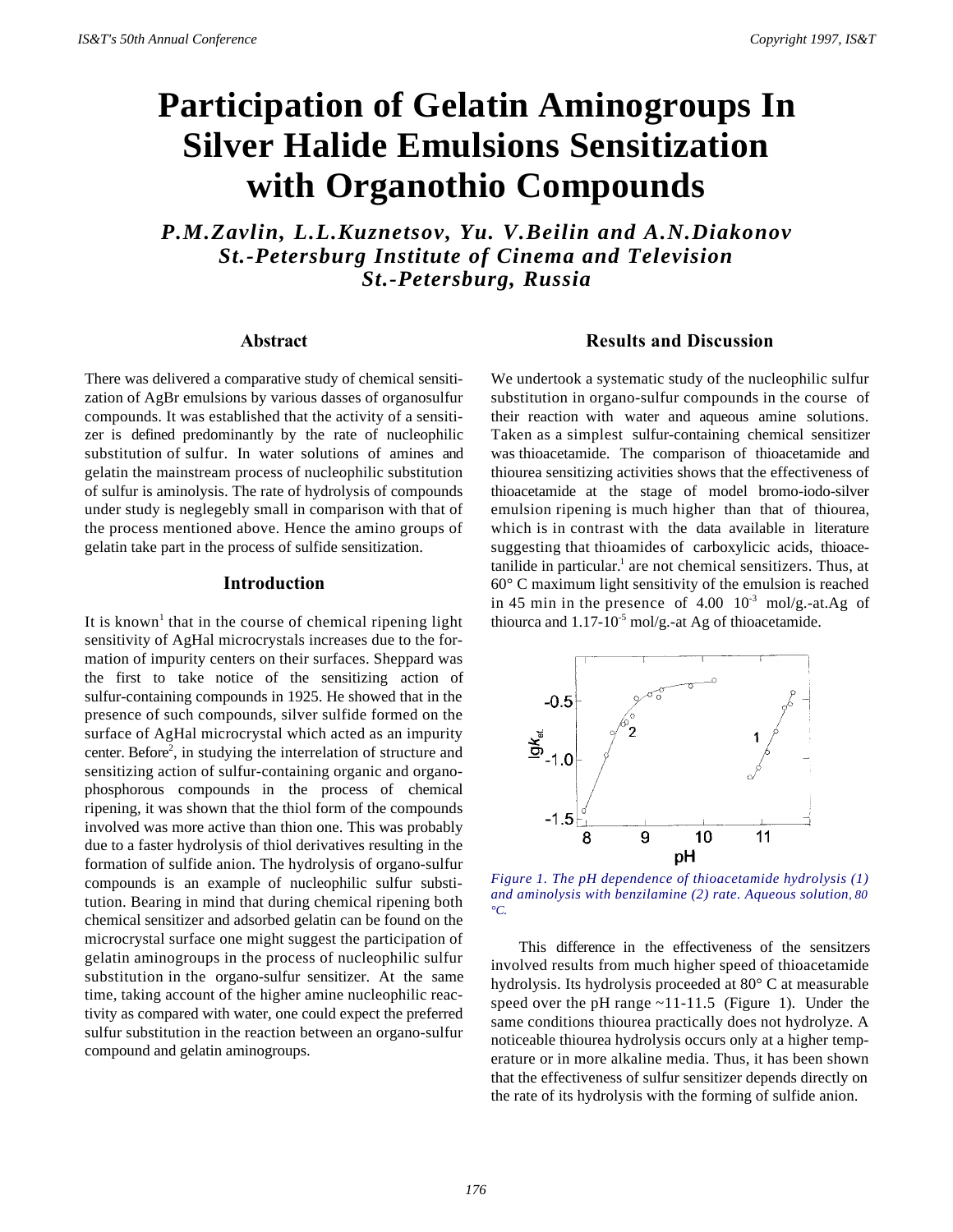# Participation of Gelatin Aminogroups In Silver Halide Emulsions Sensitization with Organothio Compounds

***P.M.Zavlin, L.L.Kuznetsov, Yu. V.Beilin and A.N.Diakonov***
***St.-Petersburg Institute of Cinema and Television***
***St.-Petersburg, Russia***

## Abstract

There was delivered a comparative study of chemical sensitization of AgBr emulsions by various dasses of organosulfur compounds. It was established that the activity of a sensitizer is defined predominantly by the rate of nucleophilic substitution of sulfur. In water solutions of amines and gelatin the mainstream process of nucleophilic substitution of sulfur is aminolysis. The rate of hydrolysis of compounds under study is neglegebly small in comparison with that of the process mentioned above. Hence the amino groups of gelatin take part in the process of sulfide sensitization.

## Introduction

It is known[1] that in the course of chemical ripening light sensitivity of AgHal microcrystals increases due to the formation of impurity centers on their surfaces. Sheppard was the first to take notice of the sensitizing action of sulfur-containing compounds in 1925. He showed that in the presence of such compounds, silver sulfide formed on the surface of AgHal microcrystal which acted as an impurity center. Before[2], in studying the interrelation of structure and sensitizing action of sulfur-containing organic and organophosphorous compounds in the process of chemical ripening, it was shown that the thiol form of the compounds involved was more active than thion one. This was probably due to a faster hydrolysis of thiol derivatives resulting in the formation of sulfide anion. The hydrolysis of organo-sulfur compounds is an example of nucleophilic sulfur substitution. Bearing in mind that during chemical ripening both chemical sensitizer and adsorbed gelatin can be found on the microcrystal surface one might suggest the participation of gelatin aminogroups in the process of nucleophilic sulfur substitution in the organo-sulfur sensitizer. At the same time, taking account of the higher amine nucleophilic reactivity as compared with water, one could expect the preferred sulfur substitution in the reaction between an organo-sulfur compound and gelatin aminogroups.

## Results and Discussion

We undertook a systematic study of the nucleophilic sulfur substitution in organo-sulfur compounds in the course of their reaction with water and aqueous amine solutions. Taken as a simplest sulfur-containing chemical sensitizer was thioacetamide. The comparison of thioacetamide and thiourea sensitizing activities shows that the effectiveness of thioacetamide at the stage of model bromo-iodo-silver emulsion ripening is much higher than that of thiourea, which is in contrast with the data available in literature suggesting that thioamides of carboxylicic acids, thioacetanilide in particular.[1] are not chemical sensitizers. Thus, at 60° C maximum light sensitivity of the emulsion is reached in 45 min in the presence of 4.00 $10^{-3}$ mol/g.-at.Ag of thiourca and 1.17-$10^{-5}$ mol/g.-at Ag of thioacetamide.

*Figure 1. The pH dependence of thioacetamide hydrolysis (1) and aminolysis with benzilamine (2) rate. Aqueous solution, 80 °C.*

This difference in the effectiveness of the sensitzers involved results from much higher speed of thioacetamide hydrolysis. Its hydrolysis proceeded at 80° C at measurable speed over the pH range ~11-11.5 (Figure 1). Under the same conditions thiourea practically does not hydrolyze. A noticeable thiourea hydrolysis occurs only at a higher temperature or in more alkaline media. Thus, it has been shown that the effectiveness of sulfur sensitizer depends directly on the rate of its hydrolysis with the forming of sulfide anion.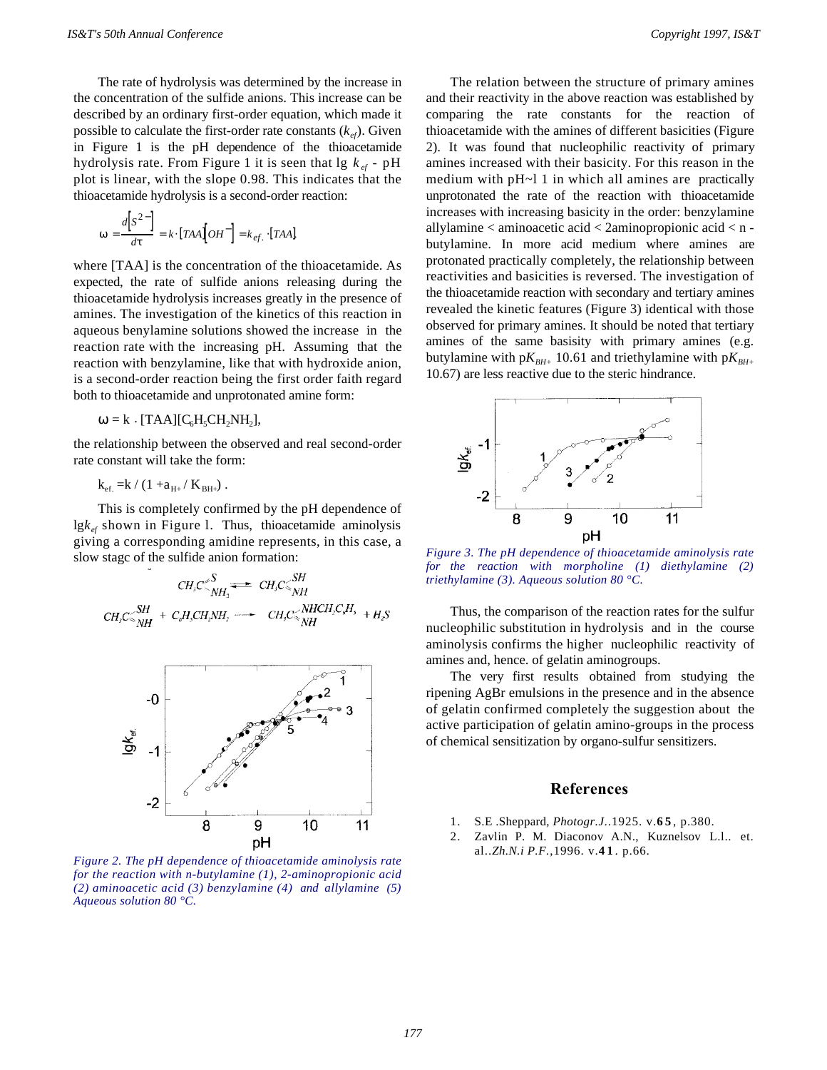The rate of hydrolysis was determined by the increase in the concentration of the sulfide anions. This increase can be described by an ordinary first-order equation, which made it possible to calculate the first-order rate constants ($k_{ef}$). Given in Figure 1 is the pH dependence of the thioacetamide hydrolysis rate. From Figure 1 it is seen that lg $k_{ef}$ - pH plot is linear, with the slope 0.98. This indicates that the thioacetamide hydrolysis is a second-order reaction:

$$\omega = \frac{d[S^{2-}]}{d\tau} = k \cdot [TAA][OH^-] = k_{ef.} \cdot [TAA]$$

where [TAA] is the concentration of the thioacetamide. As expected, the rate of sulfide anions releasing during the thioacetamide hydrolysis increases greatly in the presence of amines. The investigation of the kinetics of this reaction in aqueous benylamine solutions showed the increase in the reaction rate with the increasing pH. Assuming that the reaction with benzylamine, like that with hydroxide anion, is a second-order reaction being the first order faith regard both to thioacetamide and unprotonated amine form:

$$\omega = k \cdot [TAA][C_6H_5CH_2NH_2],$$

the relationship between the observed and real second-order rate constant will take the form:

$$k_{ef.} = k / (1 + a_{H+} / K_{BH+}) .$$

This is completely confirmed by the pH dependence of lg$k_{ef}$ shown in Figure l. Thus, thioacetamide aminolysis giving a corresponding amidine represents, in this case, a slow stagc of the sulfide anion formation:

$$CH_3C\begin{smallmatrix}S \\ NH_2\end{smallmatrix} \rightleftharpoons CH_3C\begin{smallmatrix}SH \\ NH\end{smallmatrix}$$

$$CH_3C\begin{smallmatrix}SH \\ NH\end{smallmatrix} + C_6H_5CH_2NH_2 \longrightarrow CH_3C\begin{smallmatrix}NHCH_2C_6H_5 \\ NH\end{smallmatrix} + H_2S$$

-0
-1
-2
lg$k_{ef.}$
8
9
10
11
pH
1
2
3
4
5

*Figure 2. The pH dependence of thioacetamide aminolysis rate for the reaction with n-butylamine (1), 2-aminopropionic acid (2) aminoacetic acid (3) benzylamine (4) and allylamine (5) Aqueous solution 80 °C.*

The relation between the structure of primary amines and their reactivity in the above reaction was established by comparing the rate constants for the reaction of thioacetamide with the amines of different basicities (Figure 2). It was found that nucleophilic reactivity of primary amines increased with their basicity. For this reason in the medium with pH~l 1 in which all amines are practically unprotonated the rate of the reaction with thioacetamide increases with increasing basicity in the order: benzylamine allylamine < aminoacetic acid < 2aminopropionic acid < n - butylamine. In more acid medium where amines are protonated practically completely, the relationship between reactivities and basicities is reversed. The investigation of the thioacetamide reaction with secondary and tertiary amines revealed the kinetic features (Figure 3) identical with those observed for primary amines. It should be noted that tertiary amines of the same basisity with primary amines (e.g. butylamine with p$K_{BH+}$ 10.61 and triethylamine with p$K_{BH+}$ 10.67) are less reactive due to the steric hindrance.

-1
-2
lg$k_{ef.}$
8
9
10
11
pH
1
2
3

*Figure 3. The pH dependence of thioacetamide aminolysis rate for the reaction with morpholine (1) diethylamine (2) triethylamine (3). Aqueous solution 80 °C.*

Thus, the comparison of the reaction rates for the sulfur nucleophilic substitution in hydrolysis and in the course aminolysis confirms the higher nucleophilic reactivity of amines and, hence. of gelatin aminogroups.

The very first results obtained from studying the ripening AgBr emulsions in the presence and in the absence of gelatin confirmed completely the suggestion about the active participation of gelatin amino-groups in the process of chemical sensitization by organo-sulfur sensitizers.

## References

1. S.E .Sheppard, *Photogr.J.*.1925. v.**65**, p.380.
2. Zavlin P. M. Diaconov A.N., Kuznelsov L.l.. et. al..*Zh.N.i P.F.*,1996. v.**41**. p.66.